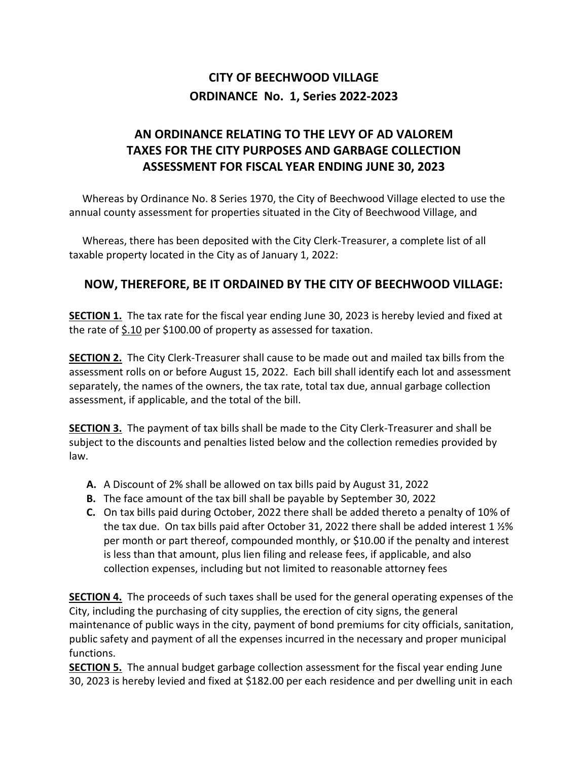# CITY OF BEECHWOOD VILLAGE
## ORDINANCE No. 1, Series 2022-2023

## AN ORDINANCE RELATING TO THE LEVY OF AD VALOREM TAXES FOR THE CITY PURPOSES AND GARBAGE COLLECTION ASSESSMENT FOR FISCAL YEAR ENDING JUNE 30, 2023

Whereas by Ordinance No. 8 Series 1970, the City of Beechwood Village elected to use the annual county assessment for properties situated in the City of Beechwood Village, and

Whereas, there has been deposited with the City Clerk-Treasurer, a complete list of all taxable property located in the City as of January 1, 2022:

### NOW, THEREFORE, BE IT ORDAINED BY THE CITY OF BEECHWOOD VILLAGE:

**SECTION 1.** The tax rate for the fiscal year ending June 30, 2023 is hereby levied and fixed at the rate of $.10 per $100.00 of property as assessed for taxation.

**SECTION 2.** The City Clerk-Treasurer shall cause to be made out and mailed tax bills from the assessment rolls on or before August 15, 2022. Each bill shall identify each lot and assessment separately, the names of the owners, the tax rate, total tax due, annual garbage collection assessment, if applicable, and the total of the bill.

**SECTION 3.** The payment of tax bills shall be made to the City Clerk-Treasurer and shall be subject to the discounts and penalties listed below and the collection remedies provided by law.

- **A.** A Discount of 2% shall be allowed on tax bills paid by August 31, 2022
- **B.** The face amount of the tax bill shall be payable by September 30, 2022
- **C.** On tax bills paid during October, 2022 there shall be added thereto a penalty of 10% of the tax due. On tax bills paid after October 31, 2022 there shall be added interest 1 ½% per month or part thereof, compounded monthly, or $10.00 if the penalty and interest is less than that amount, plus lien filing and release fees, if applicable, and also collection expenses, including but not limited to reasonable attorney fees

**SECTION 4.** The proceeds of such taxes shall be used for the general operating expenses of the City, including the purchasing of city supplies, the erection of city signs, the general maintenance of public ways in the city, payment of bond premiums for city officials, sanitation, public safety and payment of all the expenses incurred in the necessary and proper municipal functions.

**SECTION 5.** The annual budget garbage collection assessment for the fiscal year ending June 30, 2023 is hereby levied and fixed at $182.00 per each residence and per dwelling unit in each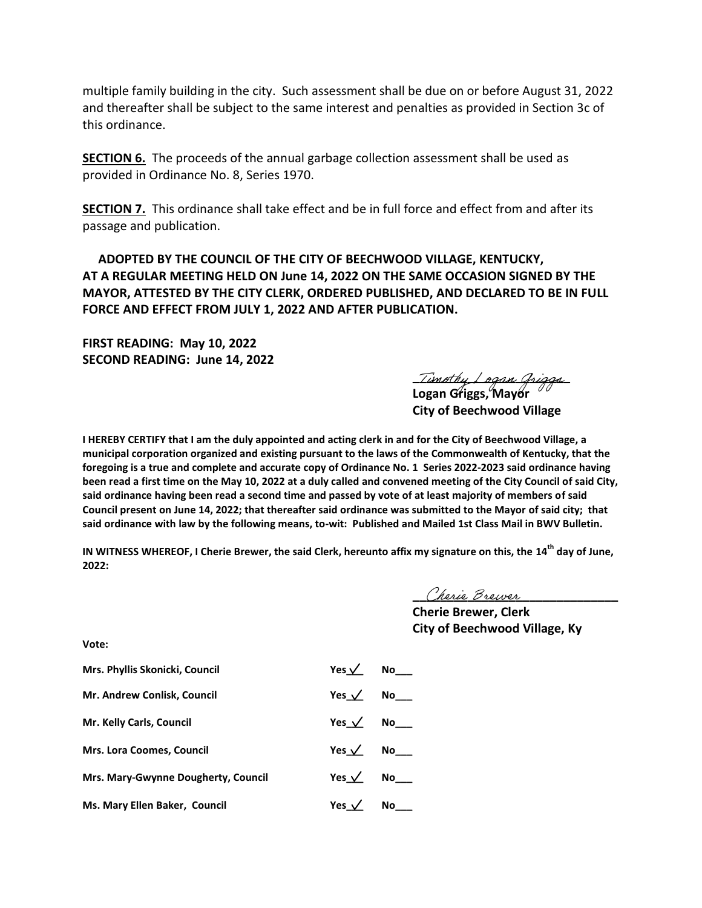multiple family building in the city. Such assessment shall be due on or before August 31, 2022 and thereafter shall be subject to the same interest and penalties as provided in Section 3c of this ordinance.

**SECTION 6.** The proceeds of the annual garbage collection assessment shall be used as provided in Ordinance No. 8, Series 1970.

**SECTION 7.** This ordinance shall take effect and be in full force and effect from and after its passage and publication.

**ADOPTED BY THE COUNCIL OF THE CITY OF BEECHWOOD VILLAGE, KENTUCKY, AT A REGULAR MEETING HELD ON June 14, 2022 ON THE SAME OCCASION SIGNED BY THE MAYOR, ATTESTED BY THE CITY CLERK, ORDERED PUBLISHED, AND DECLARED TO BE IN FULL FORCE AND EFFECT FROM JULY 1, 2022 AND AFTER PUBLICATION.**

**FIRST READING: May 10, 2022**
**SECOND READING: June 14, 2022**

Timothy Logan Griggs
**Logan Griggs, Mayor**
**City of Beechwood Village**

**I HEREBY CERTIFY that I am the duly appointed and acting clerk in and for the City of Beechwood Village, a municipal corporation organized and existing pursuant to the laws of the Commonwealth of Kentucky, that the foregoing is a true and complete and accurate copy of Ordinance No. 1 Series 2022-2023 said ordinance having been read a first time on the May 10, 2022 at a duly called and convened meeting of the City Council of said City, said ordinance having been read a second time and passed by vote of at least majority of members of said Council present on June 14, 2022; that thereafter said ordinance was submitted to the Mayor of said city; that said ordinance with law by the following means, to-wit: Published and Mailed 1st Class Mail in BWV Bulletin.**

**IN WITNESS WHEREOF, I Cherie Brewer, the said Clerk, hereunto affix my signature on this, the 14th day of June, 2022:**

Cherie Brewer
**Cherie Brewer, Clerk**
**City of Beechwood Village, Ky**

**Vote:**

| | | |
|---|---|---|
| **Mrs. Phyllis Skonicki, Council** | **Yes** ✓ | **No___** |
| **Mr. Andrew Conlisk, Council** | **Yes** ✓ | **No___** |
| **Mr. Kelly Carls, Council** | **Yes** ✓ | **No___** |
| **Mrs. Lora Coomes, Council** | **Yes** ✓ | **No___** |
| **Mrs. Mary-Gwynne Dougherty, Council** | **Yes** ✓ | **No___** |
| **Ms. Mary Ellen Baker, Council** | **Yes** ✓ | **No___** |